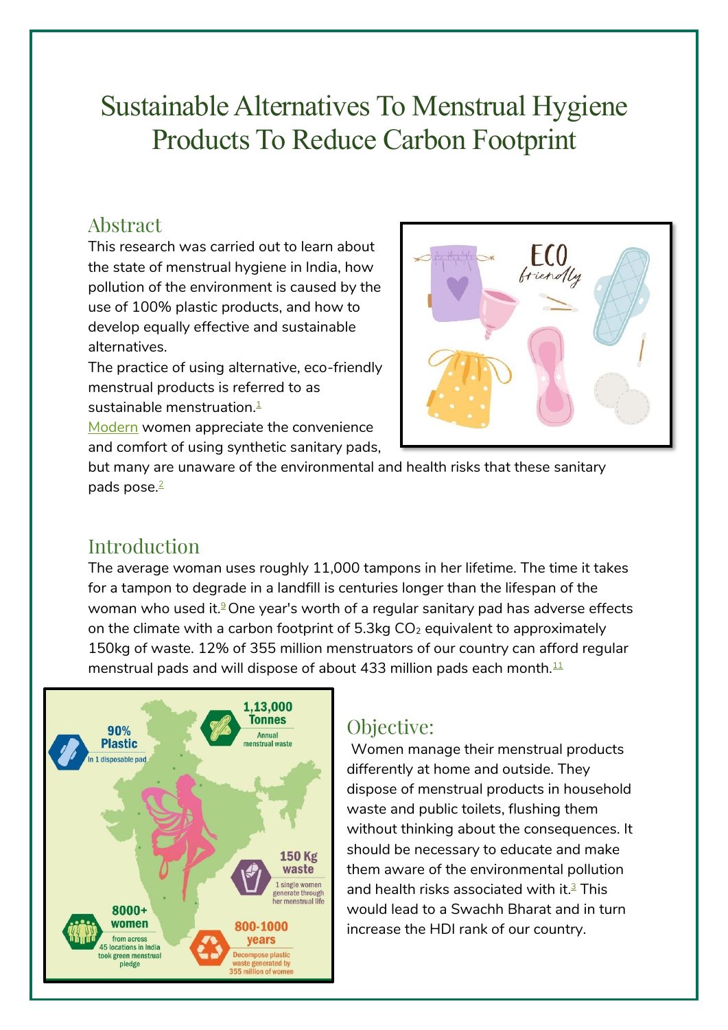# Sustainable Alternatives To Menstrual Hygiene Products To Reduce Carbon Footprint

## Abstract

This research was carried out to learn about the state of menstrual hygiene in India, how pollution of the environment is caused by the use of 100% plastic products, and how to develop equally effective and sustainable alternatives.

The practice of using alternative, eco-friendly menstrual products is referred to as sustainable menstruation.[1]

Modern women appreciate the convenience and comfort of using synthetic sanitary pads, but many are unaware of the environmental and health risks that these sanitary pads pose.[2]

## Introduction

The average woman uses roughly 11,000 tampons in her lifetime. The time it takes for a tampon to degrade in a landfill is centuries longer than the lifespan of the woman who used it.[9] One year's worth of a regular sanitary pad has adverse effects on the climate with a carbon footprint of 5.3kg $CO_2$ equivalent to approximately 150kg of waste. 12% of 355 million menstruators of our country can afford regular menstrual pads and will dispose of about 433 million pads each month.[11]

## Objective:

Women manage their menstrual products differently at home and outside. They dispose of menstrual products in household waste and public toilets, flushing them without thinking about the consequences. It should be necessary to educate and make them aware of the environmental pollution and health risks associated with it.[3] This would lead to a Swachh Bharat and in turn increase the HDI rank of our country.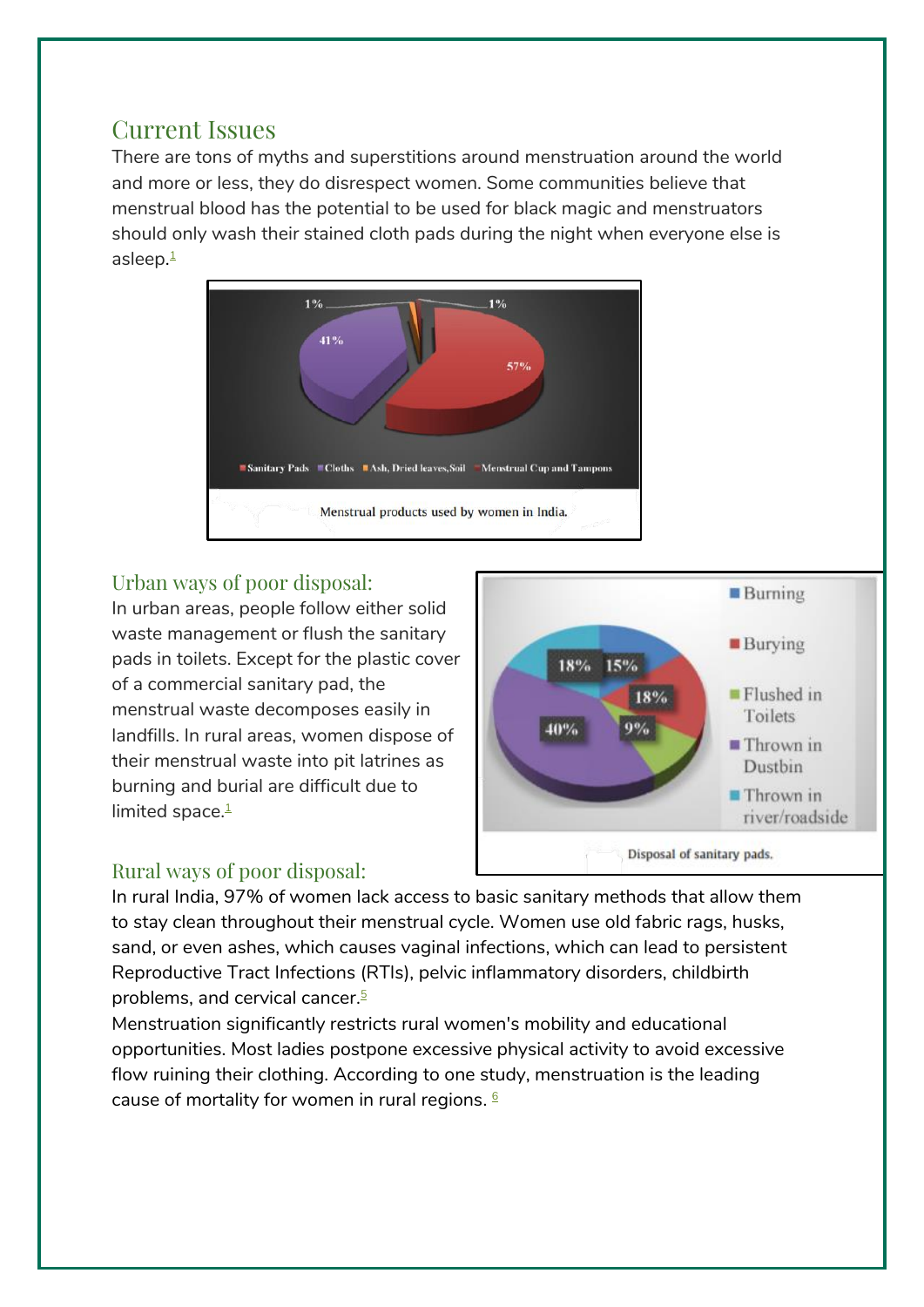## Current Issues

There are tons of myths and superstitions around menstruation around the world and more or less, they do disrespect women. Some communities believe that menstrual blood has the potential to be used for black magic and menstruators should only wash their stained cloth pads during the night when everyone else is asleep.[1]

Menstrual products used by women in India.

### Urban ways of poor disposal:

In urban areas, people follow either solid waste management or flush the sanitary pads in toilets. Except for the plastic cover of a commercial sanitary pad, the menstrual waste decomposes easily in landfills. In rural areas, women dispose of their menstrual waste into pit latrines as burning and burial are difficult due to limited space.[1]

Disposal of sanitary pads.

### Rural ways of poor disposal:

In rural India, 97% of women lack access to basic sanitary methods that allow them to stay clean throughout their menstrual cycle. Women use old fabric rags, husks, sand, or even ashes, which causes vaginal infections, which can lead to persistent Reproductive Tract Infections (RTIs), pelvic inflammatory disorders, childbirth problems, and cervical cancer.[5]

Menstruation significantly restricts rural women's mobility and educational opportunities. Most ladies postpone excessive physical activity to avoid excessive flow ruining their clothing. According to one study, menstruation is the leading cause of mortality for women in rural regions. [6]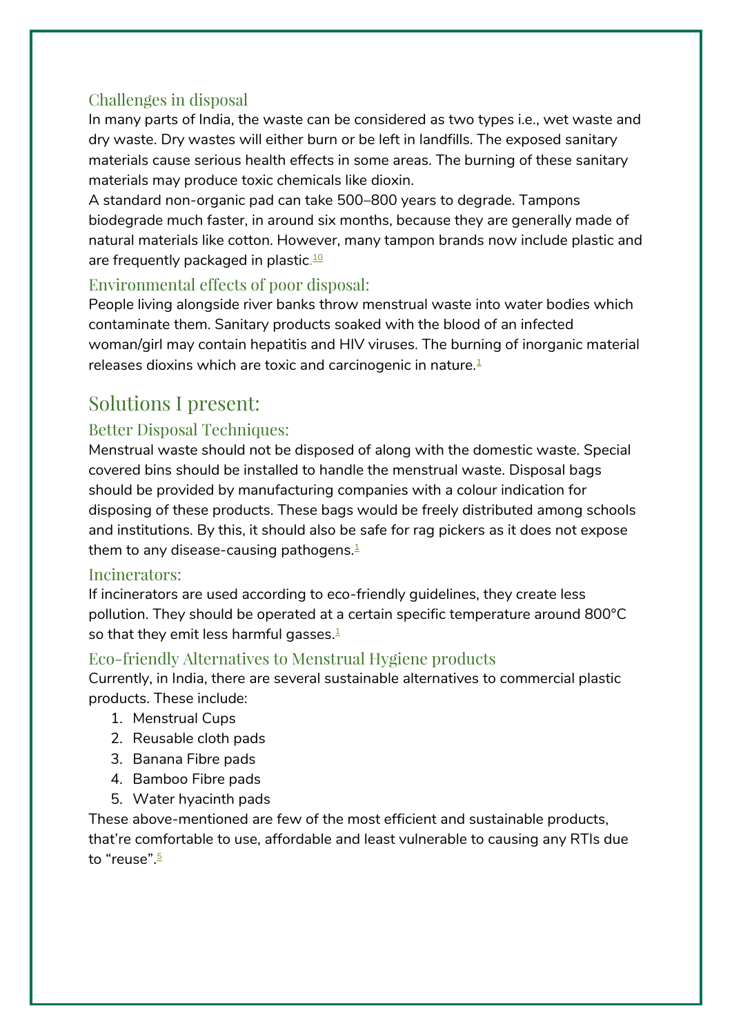### Challenges in disposal

In many parts of India, the waste can be considered as two types i.e., wet waste and dry waste. Dry wastes will either burn or be left in landfills. The exposed sanitary materials cause serious health effects in some areas. The burning of these sanitary materials may produce toxic chemicals like dioxin.

A standard non-organic pad can take 500–800 years to degrade. Tampons biodegrade much faster, in around six months, because they are generally made of natural materials like cotton. However, many tampon brands now include plastic and are frequently packaged in plastic.[10]

### Environmental effects of poor disposal:

People living alongside river banks throw menstrual waste into water bodies which contaminate them. Sanitary products soaked with the blood of an infected woman/girl may contain hepatitis and HIV viruses. The burning of inorganic material releases dioxins which are toxic and carcinogenic in nature.[1]

## Solutions I present:

### Better Disposal Techniques:

Menstrual waste should not be disposed of along with the domestic waste. Special covered bins should be installed to handle the menstrual waste. Disposal bags should be provided by manufacturing companies with a colour indication for disposing of these products. These bags would be freely distributed among schools and institutions. By this, it should also be safe for rag pickers as it does not expose them to any disease-causing pathogens.[1]

### Incinerators:

If incinerators are used according to eco-friendly guidelines, they create less pollution. They should be operated at a certain specific temperature around 800°C so that they emit less harmful gasses.[1]

### Eco-friendly Alternatives to Menstrual Hygiene products

Currently, in India, there are several sustainable alternatives to commercial plastic products. These include:

1. Menstrual Cups
2. Reusable cloth pads
3. Banana Fibre pads
4. Bamboo Fibre pads
5. Water hyacinth pads

These above-mentioned are few of the most efficient and sustainable products, that're comfortable to use, affordable and least vulnerable to causing any RTIs due to "reuse".[5]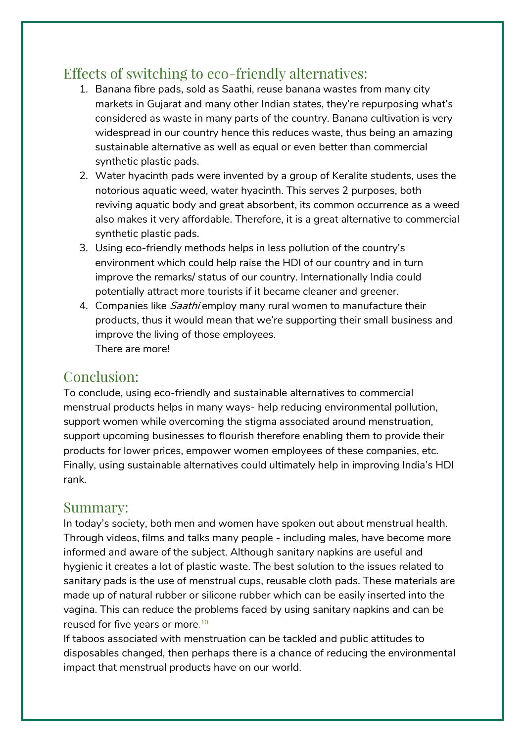## Effects of switching to eco-friendly alternatives:

1. Banana fibre pads, sold as Saathi, reuse banana wastes from many city markets in Gujarat and many other Indian states, they're repurposing what's considered as waste in many parts of the country. Banana cultivation is very widespread in our country hence this reduces waste, thus being an amazing sustainable alternative as well as equal or even better than commercial synthetic plastic pads.
2. Water hyacinth pads were invented by a group of Keralite students, uses the notorious aquatic weed, water hyacinth. This serves 2 purposes, both reviving aquatic body and great absorbent, its common occurrence as a weed also makes it very affordable. Therefore, it is a great alternative to commercial synthetic plastic pads.
3. Using eco-friendly methods helps in less pollution of the country's environment which could help raise the HDI of our country and in turn improve the remarks/ status of our country. Internationally India could potentially attract more tourists if it became cleaner and greener.
4. Companies like *Saathi* employ many rural women to manufacture their products, thus it would mean that we're supporting their small business and improve the living of those employees.
   There are more!

## Conclusion:

To conclude, using eco-friendly and sustainable alternatives to commercial menstrual products helps in many ways- help reducing environmental pollution, support women while overcoming the stigma associated around menstruation, support upcoming businesses to flourish therefore enabling them to provide their products for lower prices, empower women employees of these companies, etc. Finally, using sustainable alternatives could ultimately help in improving India's HDI rank.

## Summary:

In today's society, both men and women have spoken out about menstrual health. Through videos, films and talks many people - including males, have become more informed and aware of the subject. Although sanitary napkins are useful and hygienic it creates a lot of plastic waste. The best solution to the issues related to sanitary pads is the use of menstrual cups, reusable cloth pads. These materials are made up of natural rubber or silicone rubber which can be easily inserted into the vagina. This can reduce the problems faced by using sanitary napkins and can be reused for five years or more.[10]

If taboos associated with menstruation can be tackled and public attitudes to disposables changed, then perhaps there is a chance of reducing the environmental impact that menstrual products have on our world.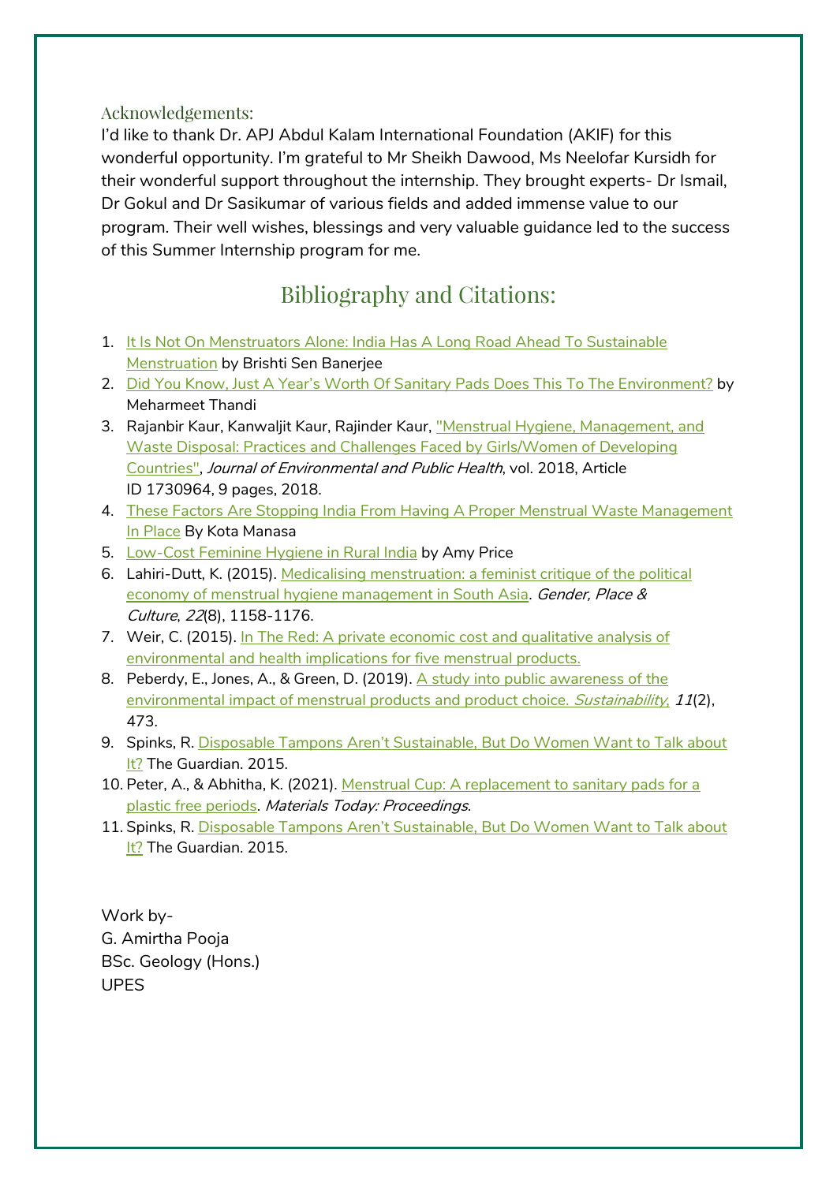## Acknowledgements:

I'd like to thank Dr. APJ Abdul Kalam International Foundation (AKIF) for this wonderful opportunity. I'm grateful to Mr Sheikh Dawood, Ms Neelofar Kursidh for their wonderful support throughout the internship. They brought experts- Dr Ismail, Dr Gokul and Dr Sasikumar of various fields and added immense value to our program. Their well wishes, blessings and very valuable guidance led to the success of this Summer Internship program for me.

# Bibliography and Citations:

1. It Is Not On Menstruators Alone: India Has A Long Road Ahead To Sustainable Menstruation by Brishti Sen Banerjee
2. Did You Know, Just A Year's Worth Of Sanitary Pads Does This To The Environment? by Meharmeet Thandi
3. Rajanbir Kaur, Kanwaljit Kaur, Rajinder Kaur, "Menstrual Hygiene, Management, and Waste Disposal: Practices and Challenges Faced by Girls/Women of Developing Countries", *Journal of Environmental and Public Health*, vol. 2018, Article ID 1730964, 9 pages, 2018.
4. These Factors Are Stopping India From Having A Proper Menstrual Waste Management In Place By Kota Manasa
5. Low-Cost Feminine Hygiene in Rural India by Amy Price
6. Lahiri-Dutt, K. (2015). Medicalising menstruation: a feminist critique of the political economy of menstrual hygiene management in South Asia. *Gender, Place & Culture*, *22*(8), 1158-1176.
7. Weir, C. (2015). In The Red: A private economic cost and qualitative analysis of environmental and health implications for five menstrual products.
8. Peberdy, E., Jones, A., & Green, D. (2019). A study into public awareness of the environmental impact of menstrual products and product choice. *Sustainability*, *11*(2), 473.
9. Spinks, R. Disposable Tampons Aren't Sustainable, But Do Women Want to Talk about It? The Guardian. 2015.
10. Peter, A., & Abhitha, K. (2021). Menstrual Cup: A replacement to sanitary pads for a plastic free periods. *Materials Today: Proceedings*.
11. Spinks, R. Disposable Tampons Aren't Sustainable, But Do Women Want to Talk about It? The Guardian. 2015.

Work by-
G. Amirtha Pooja
BSc. Geology (Hons.)
UPES